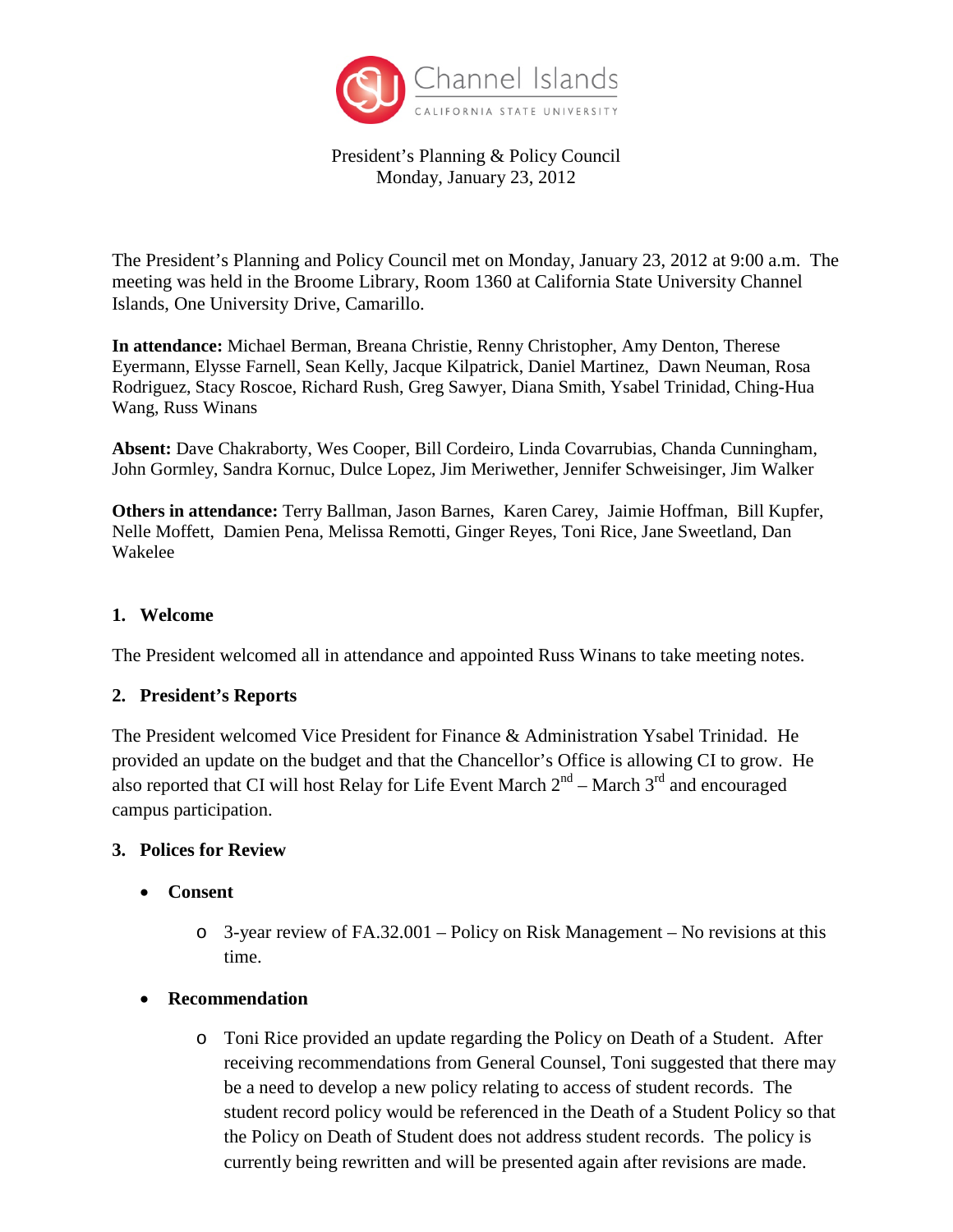Channel Islands
CALIFORNIA STATE UNIVERSITY

President's Planning & Policy Council
Monday, January 23, 2012

The President's Planning and Policy Council met on Monday, January 23, 2012 at 9:00 a.m. The meeting was held in the Broome Library, Room 1360 at California State University Channel Islands, One University Drive, Camarillo.

**In attendance:** Michael Berman, Breana Christie, Renny Christopher, Amy Denton, Therese Eyermann, Elysse Farnell, Sean Kelly, Jacque Kilpatrick, Daniel Martinez, Dawn Neuman, Rosa Rodriguez, Stacy Roscoe, Richard Rush, Greg Sawyer, Diana Smith, Ysabel Trinidad, Ching-Hua Wang, Russ Winans

**Absent:** Dave Chakraborty, Wes Cooper, Bill Cordeiro, Linda Covarrubias, Chanda Cunningham, John Gormley, Sandra Kornuc, Dulce Lopez, Jim Meriwether, Jennifer Schweisinger, Jim Walker

**Others in attendance:** Terry Ballman, Jason Barnes, Karen Carey, Jaimie Hoffman, Bill Kupfer, Nelle Moffett, Damien Pena, Melissa Remotti, Ginger Reyes, Toni Rice, Jane Sweetland, Dan Wakelee

## 1. Welcome

The President welcomed all in attendance and appointed Russ Winans to take meeting notes.

## 2. President's Reports

The President welcomed Vice President for Finance & Administration Ysabel Trinidad. He provided an update on the budget and that the Chancellor's Office is allowing CI to grow. He also reported that CI will host Relay for Life Event March 2nd – March 3rd and encouraged campus participation.

## 3. Polices for Review

- **Consent**
  - 3-year review of FA.32.001 – Policy on Risk Management – No revisions at this time.
- **Recommendation**
  - Toni Rice provided an update regarding the Policy on Death of a Student. After receiving recommendations from General Counsel, Toni suggested that there may be a need to develop a new policy relating to access of student records. The student record policy would be referenced in the Death of a Student Policy so that the Policy on Death of Student does not address student records. The policy is currently being rewritten and will be presented again after revisions are made.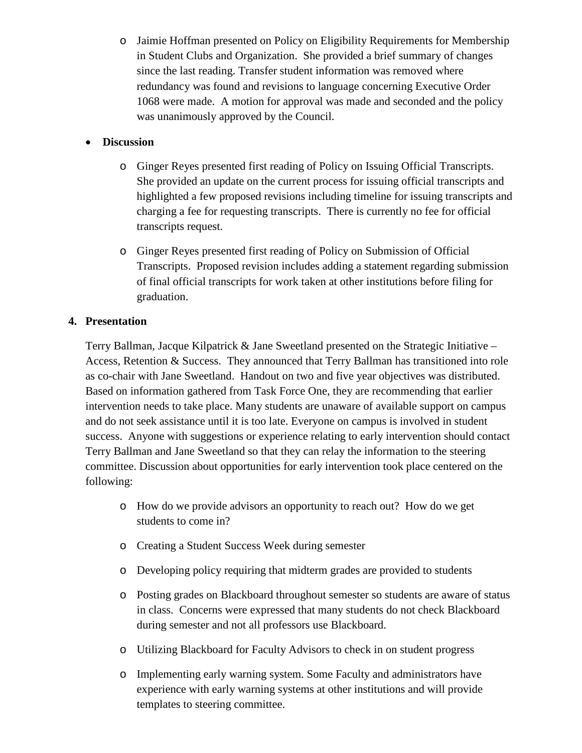- Jaimie Hoffman presented on Policy on Eligibility Requirements for Membership in Student Clubs and Organization. She provided a brief summary of changes since the last reading. Transfer student information was removed where redundancy was found and revisions to language concerning Executive Order 1068 were made. A motion for approval was made and seconded and the policy was unanimously approved by the Council.

- **Discussion**

  - Ginger Reyes presented first reading of Policy on Issuing Official Transcripts. She provided an update on the current process for issuing official transcripts and highlighted a few proposed revisions including timeline for issuing transcripts and charging a fee for requesting transcripts. There is currently no fee for official transcripts request.

  - Ginger Reyes presented first reading of Policy on Submission of Official Transcripts. Proposed revision includes adding a statement regarding submission of final official transcripts for work taken at other institutions before filing for graduation.

**4. Presentation**

Terry Ballman, Jacque Kilpatrick & Jane Sweetland presented on the Strategic Initiative – Access, Retention & Success. They announced that Terry Ballman has transitioned into role as co-chair with Jane Sweetland. Handout on two and five year objectives was distributed. Based on information gathered from Task Force One, they are recommending that earlier intervention needs to take place. Many students are unaware of available support on campus and do not seek assistance until it is too late. Everyone on campus is involved in student success. Anyone with suggestions or experience relating to early intervention should contact Terry Ballman and Jane Sweetland so that they can relay the information to the steering committee. Discussion about opportunities for early intervention took place centered on the following:

  - How do we provide advisors an opportunity to reach out? How do we get students to come in?

  - Creating a Student Success Week during semester

  - Developing policy requiring that midterm grades are provided to students

  - Posting grades on Blackboard throughout semester so students are aware of status in class. Concerns were expressed that many students do not check Blackboard during semester and not all professors use Blackboard.

  - Utilizing Blackboard for Faculty Advisors to check in on student progress

  - Implementing early warning system. Some Faculty and administrators have experience with early warning systems at other institutions and will provide templates to steering committee.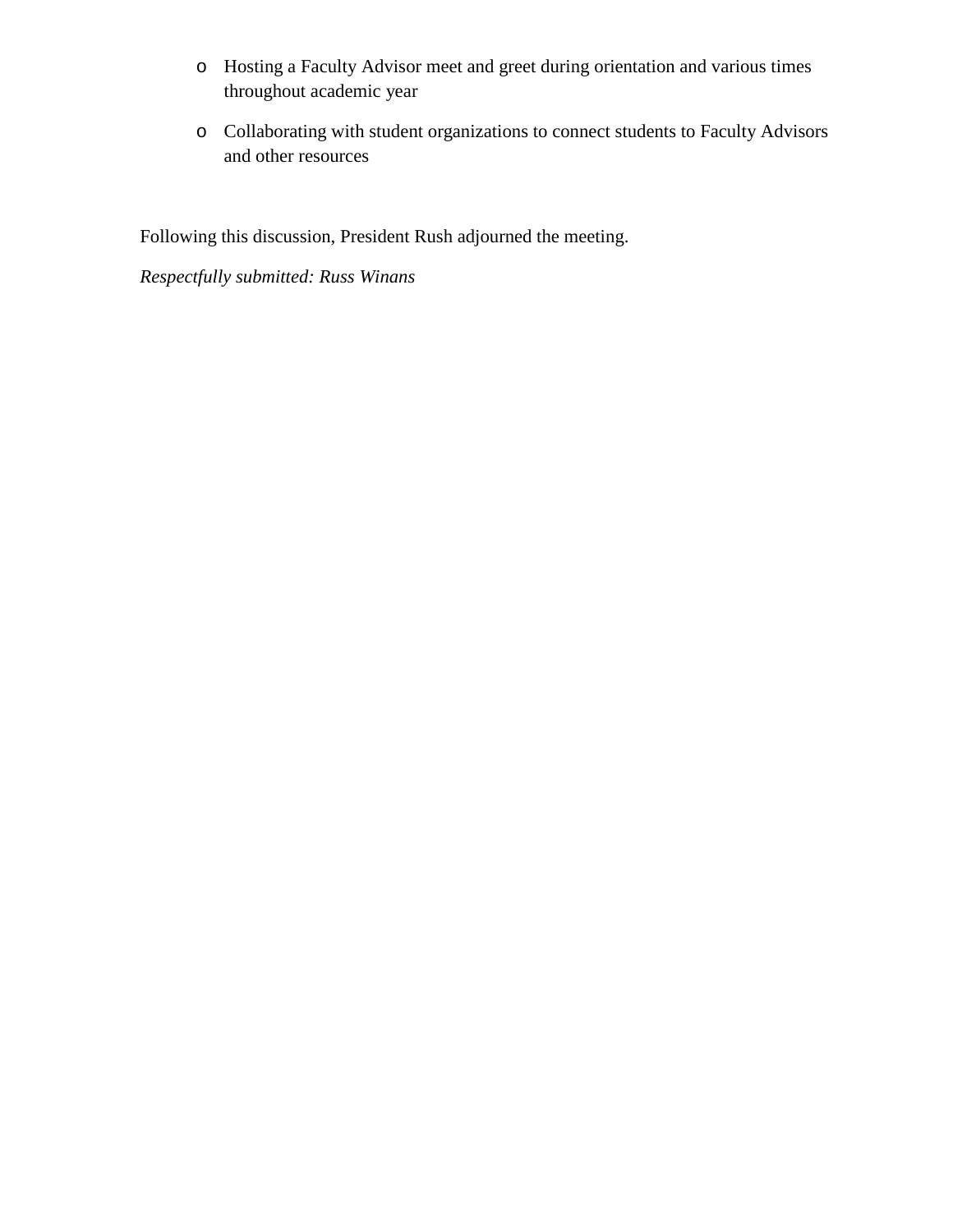- Hosting a Faculty Advisor meet and greet during orientation and various times throughout academic year
- Collaborating with student organizations to connect students to Faculty Advisors and other resources

Following this discussion, President Rush adjourned the meeting.

*Respectfully submitted: Russ Winans*